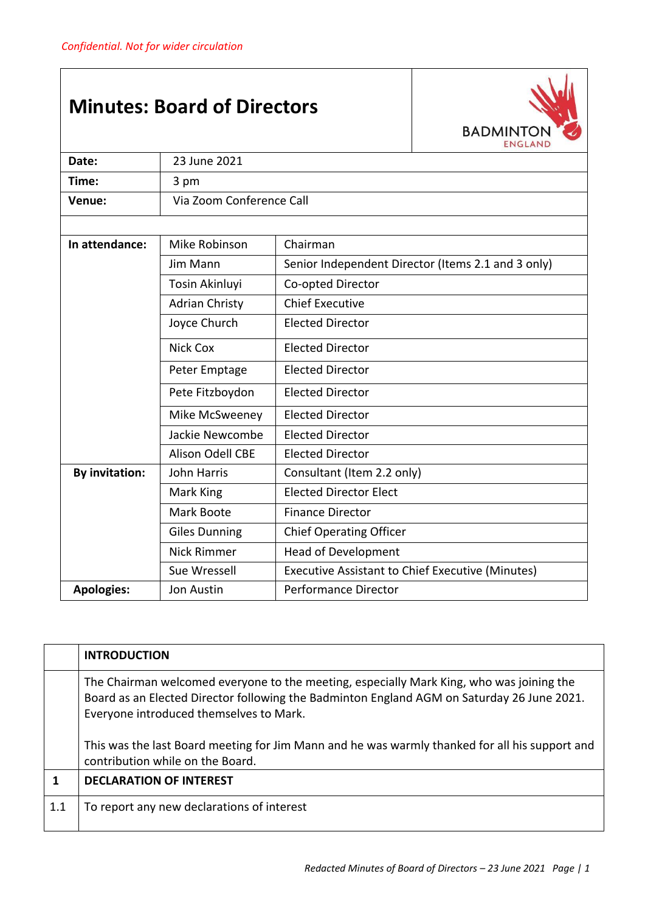*Confidential. Not for wider circulation*

# Minutes: Board of Directors

BADMINTON ENGLAND

| | |
|---|---|
| **Date:** | 23 June 2021 |
| **Time:** | 3 pm |
| **Venue:** | Via Zoom Conference Call |

| | | |
|---|---|---|
| **In attendance:** | Mike Robinson | Chairman |
| | Jim Mann | Senior Independent Director (Items 2.1 and 3 only) |
| | Tosin Akinluyi | Co-opted Director |
| | Adrian Christy | Chief Executive |
| | Joyce Church | Elected Director |
| | Nick Cox | Elected Director |
| | Peter Emptage | Elected Director |
| | Pete Fitzboydon | Elected Director |
| | Mike McSweeney | Elected Director |
| | Jackie Newcombe | Elected Director |
| | Alison Odell CBE | Elected Director |
| **By invitation:** | John Harris | Consultant (Item 2.2 only) |
| | Mark King | Elected Director Elect |
| | Mark Boote | Finance Director |
| | Giles Dunning | Chief Operating Officer |
| | Nick Rimmer | Head of Development |
| | Sue Wressell | Executive Assistant to Chief Executive (Minutes) |
| **Apologies:** | Jon Austin | Performance Director |

| | |
|---|---|
| | **INTRODUCTION** |
| | The Chairman welcomed everyone to the meeting, especially Mark King, who was joining the Board as an Elected Director following the Badminton England AGM on Saturday 26 June 2021. Everyone introduced themselves to Mark.<br><br>This was the last Board meeting for Jim Mann and he was warmly thanked for all his support and contribution while on the Board. |
| **1** | **DECLARATION OF INTEREST** |
| 1.1 | To report any new declarations of interest |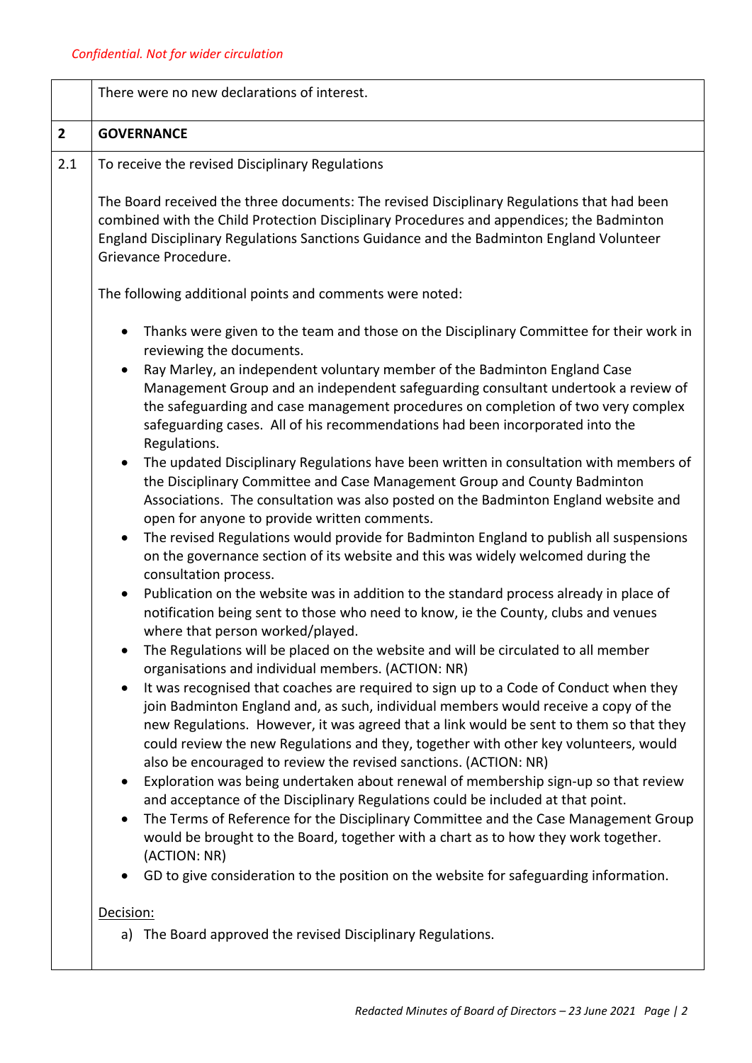*Confidential. Not for wider circulation*

| | There were no new declarations of interest. |
|---|---|
| **2** | **GOVERNANCE** |
| 2.1 | To receive the revised Disciplinary Regulations<br><br>The Board received the three documents: The revised Disciplinary Regulations that had been combined with the Child Protection Disciplinary Procedures and appendices; the Badminton England Disciplinary Regulations Sanctions Guidance and the Badminton England Volunteer Grievance Procedure.<br><br>The following additional points and comments were noted:<br><br>• Thanks were given to the team and those on the Disciplinary Committee for their work in reviewing the documents.<br>• Ray Marley, an independent voluntary member of the Badminton England Case Management Group and an independent safeguarding consultant undertook a review of the safeguarding and case management procedures on completion of two very complex safeguarding cases. All of his recommendations had been incorporated into the Regulations.<br>• The updated Disciplinary Regulations have been written in consultation with members of the Disciplinary Committee and Case Management Group and County Badminton Associations. The consultation was also posted on the Badminton England website and open for anyone to provide written comments.<br>• The revised Regulations would provide for Badminton England to publish all suspensions on the governance section of its website and this was widely welcomed during the consultation process.<br>• Publication on the website was in addition to the standard process already in place of notification being sent to those who need to know, ie the County, clubs and venues where that person worked/played.<br>• The Regulations will be placed on the website and will be circulated to all member organisations and individual members. (ACTION: NR)<br>• It was recognised that coaches are required to sign up to a Code of Conduct when they join Badminton England and, as such, individual members would receive a copy of the new Regulations. However, it was agreed that a link would be sent to them so that they could review the new Regulations and they, together with other key volunteers, would also be encouraged to review the revised sanctions. (ACTION: NR)<br>• Exploration was being undertaken about renewal of membership sign-up so that review and acceptance of the Disciplinary Regulations could be included at that point.<br>• The Terms of Reference for the Disciplinary Committee and the Case Management Group would be brought to the Board, together with a chart as to how they work together. (ACTION: NR)<br>• GD to give consideration to the position on the website for safeguarding information.<br><br><u>Decision:</u><br>a) The Board approved the revised Disciplinary Regulations. |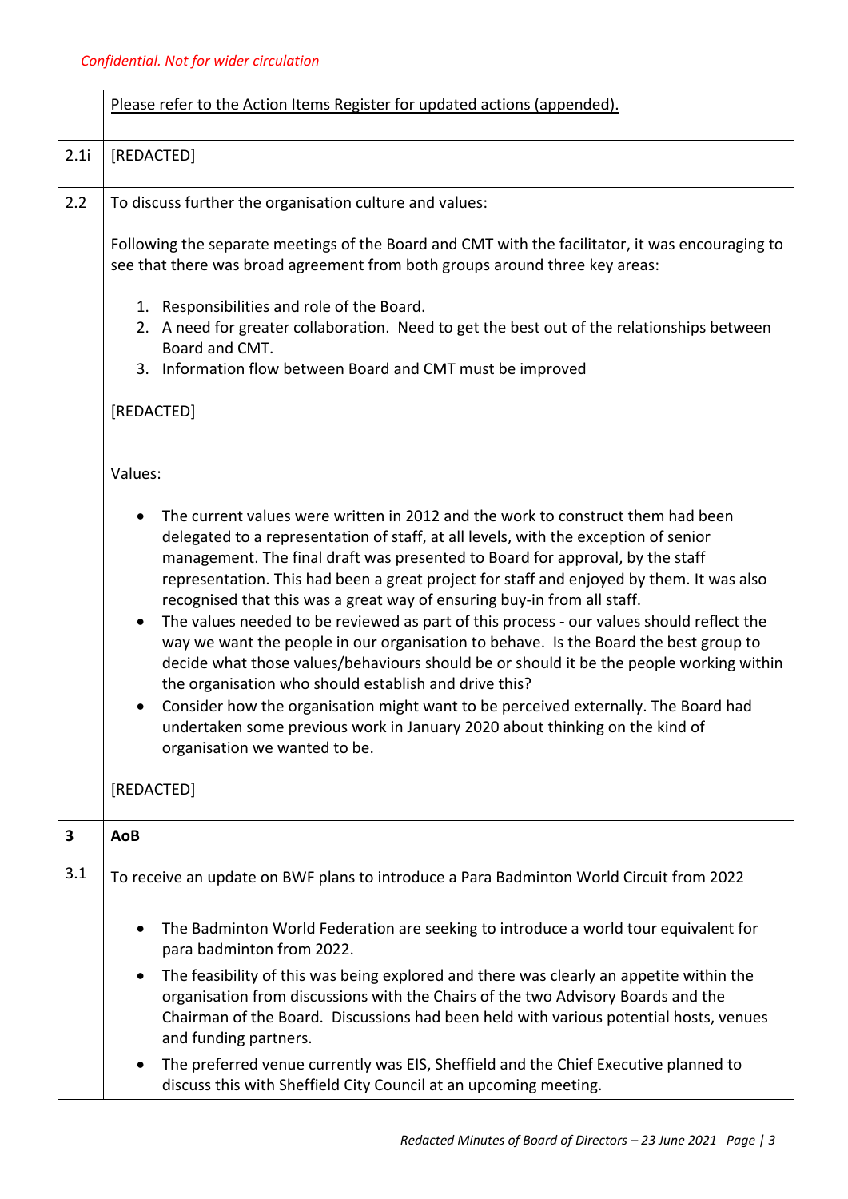*Confidential. Not for wider circulation*

| | |
|---|---|
| | Please refer to the Action Items Register for updated actions (appended). |
| 2.1i | [REDACTED] |
| 2.2 | To discuss further the organisation culture and values:<br><br>Following the separate meetings of the Board and CMT with the facilitator, it was encouraging to see that there was broad agreement from both groups around three key areas:<br><br>1. Responsibilities and role of the Board.<br>2. A need for greater collaboration. Need to get the best out of the relationships between Board and CMT.<br>3. Information flow between Board and CMT must be improved<br><br>[REDACTED]<br><br>Values:<br><br>• The current values were written in 2012 and the work to construct them had been delegated to a representation of staff, at all levels, with the exception of senior management. The final draft was presented to Board for approval, by the staff representation. This had been a great project for staff and enjoyed by them. It was also recognised that this was a great way of ensuring buy-in from all staff.<br>• The values needed to be reviewed as part of this process - our values should reflect the way we want the people in our organisation to behave. Is the Board the best group to decide what those values/behaviours should be or should it be the people working within the organisation who should establish and drive this?<br>• Consider how the organisation might want to be perceived externally. The Board had undertaken some previous work in January 2020 about thinking on the kind of organisation we wanted to be.<br><br>[REDACTED] |
| **3** | **AoB** |
| 3.1 | To receive an update on BWF plans to introduce a Para Badminton World Circuit from 2022<br><br>• The Badminton World Federation are seeking to introduce a world tour equivalent for para badminton from 2022.<br>• The feasibility of this was being explored and there was clearly an appetite within the organisation from discussions with the Chairs of the two Advisory Boards and the Chairman of the Board. Discussions had been held with various potential hosts, venues and funding partners.<br>• The preferred venue currently was EIS, Sheffield and the Chief Executive planned to discuss this with Sheffield City Council at an upcoming meeting. |

*Redacted Minutes of Board of Directors – 23 June 2021*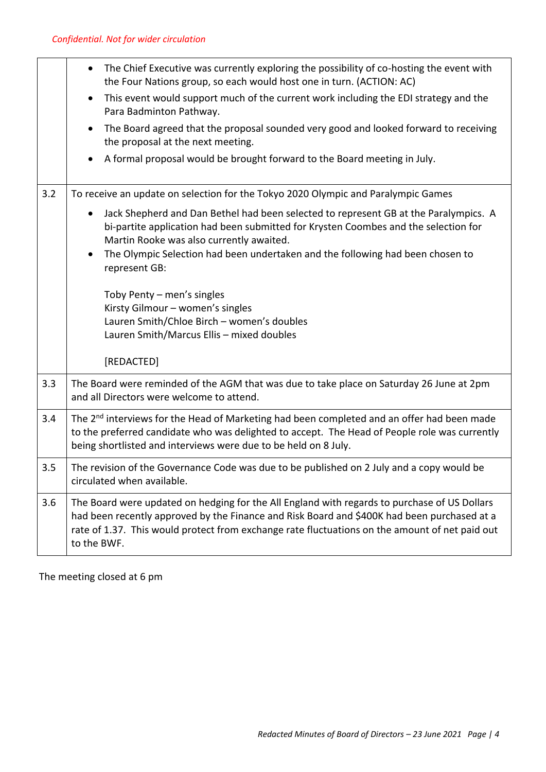*Confidential. Not for wider circulation*

| | |
|---|---|
| | • The Chief Executive was currently exploring the possibility of co-hosting the event with the Four Nations group, so each would host one in turn. (ACTION: AC)<br>• This event would support much of the current work including the EDI strategy and the Para Badminton Pathway.<br>• The Board agreed that the proposal sounded very good and looked forward to receiving the proposal at the next meeting.<br>• A formal proposal would be brought forward to the Board meeting in July. |
| 3.2 | To receive an update on selection for the Tokyo 2020 Olympic and Paralympic Games<br>• Jack Shepherd and Dan Bethel had been selected to represent GB at the Paralympics. A bi-partite application had been submitted for Krysten Coombes and the selection for Martin Rooke was also currently awaited.<br>• The Olympic Selection had been undertaken and the following had been chosen to represent GB:<br><br>Toby Penty – men's singles<br>Kirsty Gilmour – women's singles<br>Lauren Smith/Chloe Birch – women's doubles<br>Lauren Smith/Marcus Ellis – mixed doubles<br><br>[REDACTED] |
| 3.3 | The Board were reminded of the AGM that was due to take place on Saturday 26 June at 2pm and all Directors were welcome to attend. |
| 3.4 | The 2nd interviews for the Head of Marketing had been completed and an offer had been made to the preferred candidate who was delighted to accept. The Head of People role was currently being shortlisted and interviews were due to be held on 8 July. |
| 3.5 | The revision of the Governance Code was due to be published on 2 July and a copy would be circulated when available. |
| 3.6 | The Board were updated on hedging for the All England with regards to purchase of US Dollars had been recently approved by the Finance and Risk Board and $400K had been purchased at a rate of 1.37. This would protect from exchange rate fluctuations on the amount of net paid out to the BWF. |

The meeting closed at 6 pm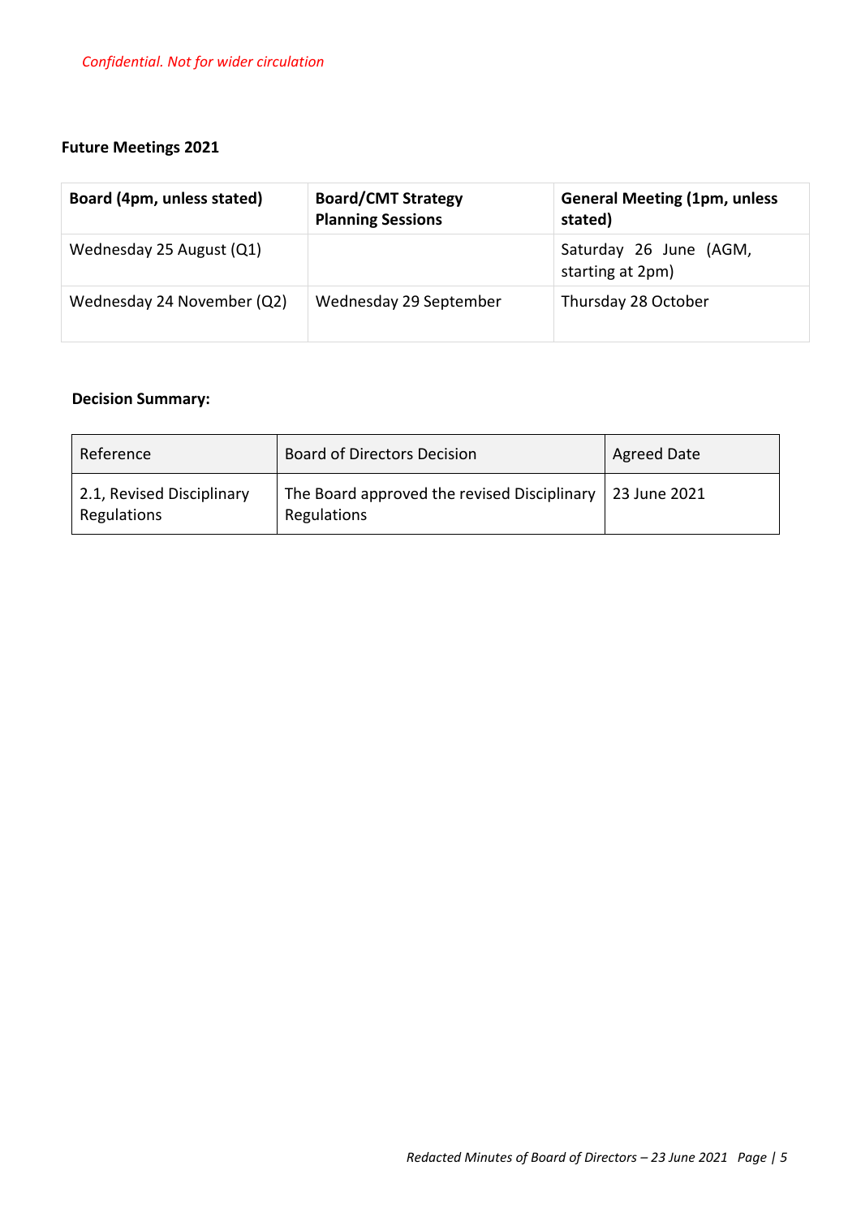*Confidential. Not for wider circulation*

**Future Meetings 2021**

| Board (4pm, unless stated) | Board/CMT Strategy Planning Sessions | General Meeting (1pm, unless stated) |
|---|---|---|
| Wednesday 25 August (Q1) | | Saturday 26 June (AGM, starting at 2pm) |
| Wednesday 24 November (Q2) | Wednesday 29 September | Thursday 28 October |

**Decision Summary:**

| Reference | Board of Directors Decision | Agreed Date |
|---|---|---|
| 2.1, Revised Disciplinary Regulations | The Board approved the revised Disciplinary Regulations | 23 June 2021 |